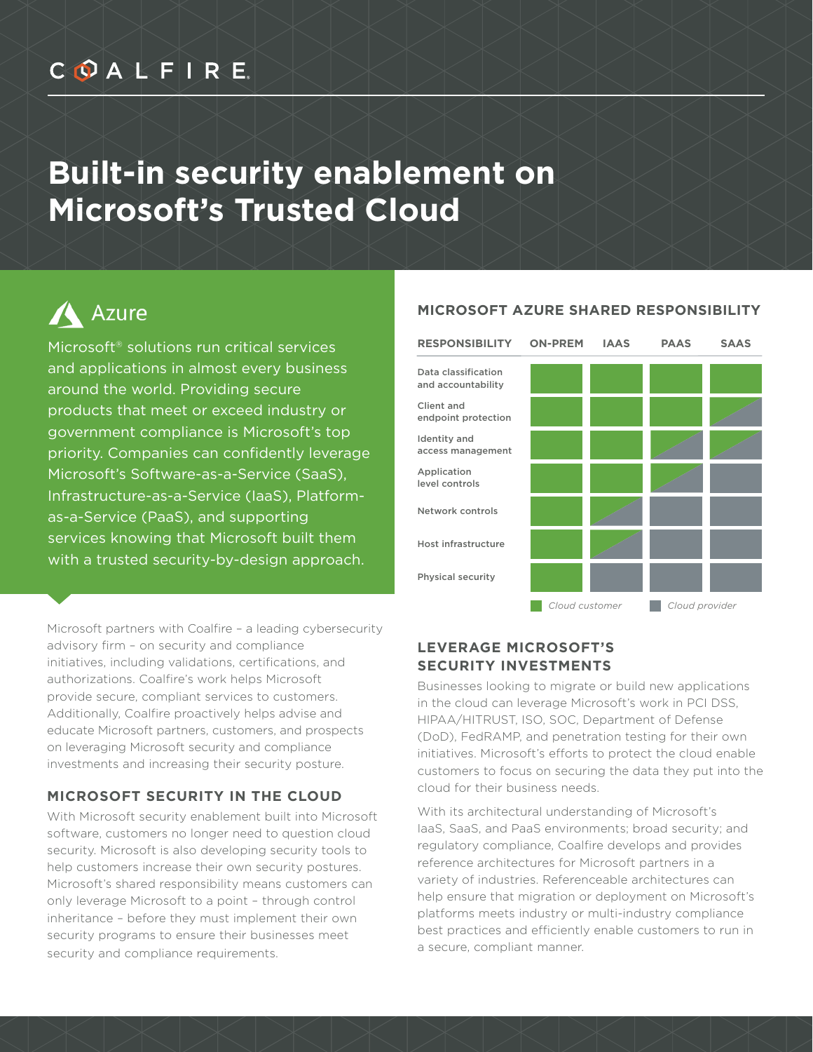COALFIRE

# Built-in security enablement on Microsoft's Trusted Cloud

## Azure

Microsoft® solutions run critical services and applications in almost every business around the world. Providing secure products that meet or exceed industry or government compliance is Microsoft's top priority. Companies can confidently leverage Microsoft's Software-as-a-Service (SaaS), Infrastructure-as-a-Service (IaaS), Platform-as-a-Service (PaaS), and supporting services knowing that Microsoft built them with a trusted security-by-design approach.

Microsoft partners with Coalfire – a leading cybersecurity advisory firm – on security and compliance initiatives, including validations, certifications, and authorizations. Coalfire's work helps Microsoft provide secure, compliant services to customers. Additionally, Coalfire proactively helps advise and educate Microsoft partners, customers, and prospects on leveraging Microsoft security and compliance investments and increasing their security posture.

### MICROSOFT SECURITY IN THE CLOUD

With Microsoft security enablement built into Microsoft software, customers no longer need to question cloud security. Microsoft is also developing security tools to help customers increase their own security postures. Microsoft's shared responsibility means customers can only leverage Microsoft to a point – through control inheritance – before they must implement their own security programs to ensure their businesses meet security and compliance requirements.

### MICROSOFT AZURE SHARED RESPONSIBILITY

| RESPONSIBILITY | ON-PREM | IAAS | PAAS | SAAS |
|---|---|---|---|---|
| Data classification and accountability | Cloud customer | Cloud customer | Cloud customer | Cloud customer |
| Client and endpoint protection | Cloud customer | Cloud customer | Cloud customer | Shared |
| Identity and access management | Cloud customer | Cloud customer | Shared | Shared |
| Application level controls | Cloud customer | Cloud customer | Shared | Cloud provider |
| Network controls | Cloud customer | Shared | Cloud provider | Cloud provider |
| Host infrastructure | Cloud customer | Shared | Cloud provider | Cloud provider |
| Physical security | Cloud customer | Cloud provider | Cloud provider | Cloud provider |

Cloud customer | Cloud provider

### LEVERAGE MICROSOFT'S SECURITY INVESTMENTS

Businesses looking to migrate or build new applications in the cloud can leverage Microsoft's work in PCI DSS, HIPAA/HITRUST, ISO, SOC, Department of Defense (DoD), FedRAMP, and penetration testing for their own initiatives. Microsoft's efforts to protect the cloud enable customers to focus on securing the data they put into the cloud for their business needs.

With its architectural understanding of Microsoft's IaaS, SaaS, and PaaS environments; broad security; and regulatory compliance, Coalfire develops and provides reference architectures for Microsoft partners in a variety of industries. Referenceable architectures can help ensure that migration or deployment on Microsoft's platforms meets industry or multi-industry compliance best practices and efficiently enable customers to run in a secure, compliant manner.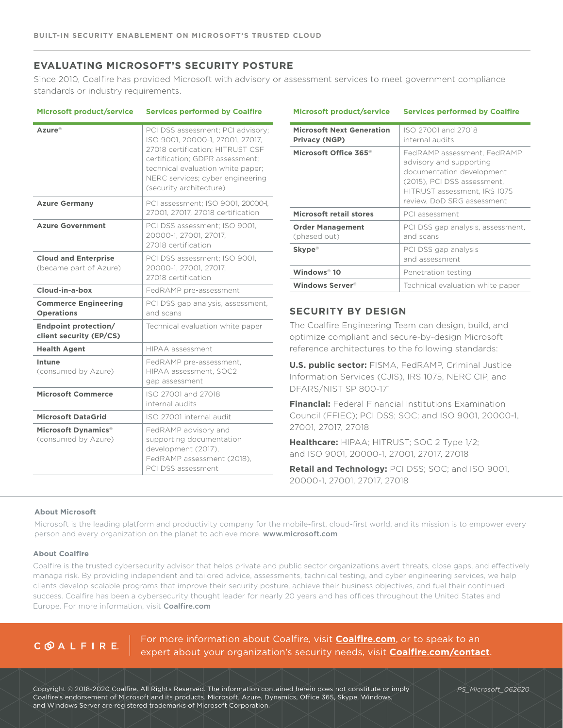## EVALUATING MICROSOFT'S SECURITY POSTURE

Since 2010, Coalfire has provided Microsoft with advisory or assessment services to meet government compliance standards or industry requirements.

| Microsoft product/service | Services performed by Coalfire |
|---|---|
| **Azure®** | PCI DSS assessment; PCI advisory; ISO 9001, 20000-1, 27001, 27017, 27018 certification; HITRUST CSF certification; GDPR assessment; technical evaluation white paper; NERC services; cyber engineering (security architecture) |
| **Azure Germany** | PCI assessment; ISO 9001, 20000-1, 27001, 27017, 27018 certification |
| **Azure Government** | PCI DSS assessment; ISO 9001, 20000-1, 27001, 27017, 27018 certification |
| **Cloud and Enterprise** (became part of Azure) | PCI DSS assessment; ISO 9001, 20000-1, 27001, 27017, 27018 certification |
| **Cloud-in-a-box** | FedRAMP pre-assessment |
| **Commerce Engineering Operations** | PCI DSS gap analysis, assessment, and scans |
| **Endpoint protection/ client security (EP/CS)** | Technical evaluation white paper |
| **Health Agent** | HIPAA assessment |
| **Intune** (consumed by Azure) | FedRAMP pre-assessment, HIPAA assessment, SOC2 gap assessment |
| **Microsoft Commerce** | ISO 27001 and 27018 internal audits |
| **Microsoft DataGrid** | ISO 27001 internal audit |
| **Microsoft Dynamics®** (consumed by Azure) | FedRAMP advisory and supporting documentation development (2017), FedRAMP assessment (2018), PCI DSS assessment |
| **Microsoft Next Generation Privacy (NGP)** | ISO 27001 and 27018 internal audits |
| **Microsoft Office 365®** | FedRAMP assessment, FedRAMP advisory and supporting documentation development (2015), PCI DSS assessment, HITRUST assessment, IRS 1075 review, DoD SRG assessment |
| **Microsoft retail stores** | PCI assessment |
| **Order Management** (phased out) | PCI DSS gap analysis, assessment, and scans |
| **Skype®** | PCI DSS gap analysis and assessment |
| **Windows® 10** | Penetration testing |
| **Windows Server®** | Technical evaluation white paper |

## SECURITY BY DESIGN

The Coalfire Engineering Team can design, build, and optimize compliant and secure-by-design Microsoft reference architectures to the following standards:

**U.S. public sector:** FISMA, FedRAMP, Criminal Justice Information Services (CJIS), IRS 1075, NERC CIP, and DFARS/NIST SP 800-171

**Financial:** Federal Financial Institutions Examination Council (FFIEC); PCI DSS; SOC; and ISO 9001, 20000-1, 27001, 27017, 27018

**Healthcare:** HIPAA; HITRUST; SOC 2 Type 1/2; and ISO 9001, 20000-1, 27001, 27017, 27018

**Retail and Technology:** PCI DSS; SOC; and ISO 9001, 20000-1, 27001, 27017, 27018

### About Microsoft

Microsoft is the leading platform and productivity company for the mobile-first, cloud-first world, and its mission is to empower every person and every organization on the planet to achieve more. **www.microsoft.com**

### About Coalfire

Coalfire is the trusted cybersecurity advisor that helps private and public sector organizations avert threats, close gaps, and effectively manage risk. By providing independent and tailored advice, assessments, technical testing, and cyber engineering services, we help clients develop scalable programs that improve their security posture, achieve their business objectives, and fuel their continued success. Coalfire has been a cybersecurity thought leader for nearly 20 years and has offices throughout the United States and Europe. For more information, visit **Coalfire.com**

COALFIRE.

For more information about Coalfire, visit **Coalfire.com**, or to speak to an expert about your organization's security needs, visit **Coalfire.com/contact**.

Copyright © 2018-2020 Coalfire. All Rights Reserved. The information contained herein does not constitute or imply Coalfire's endorsement of Microsoft and its products. Microsoft, Azure, Dynamics, Office 365, Skype, Windows, and Windows Server are registered trademarks of Microsoft Corporation.

*PS_Microsoft_062620*